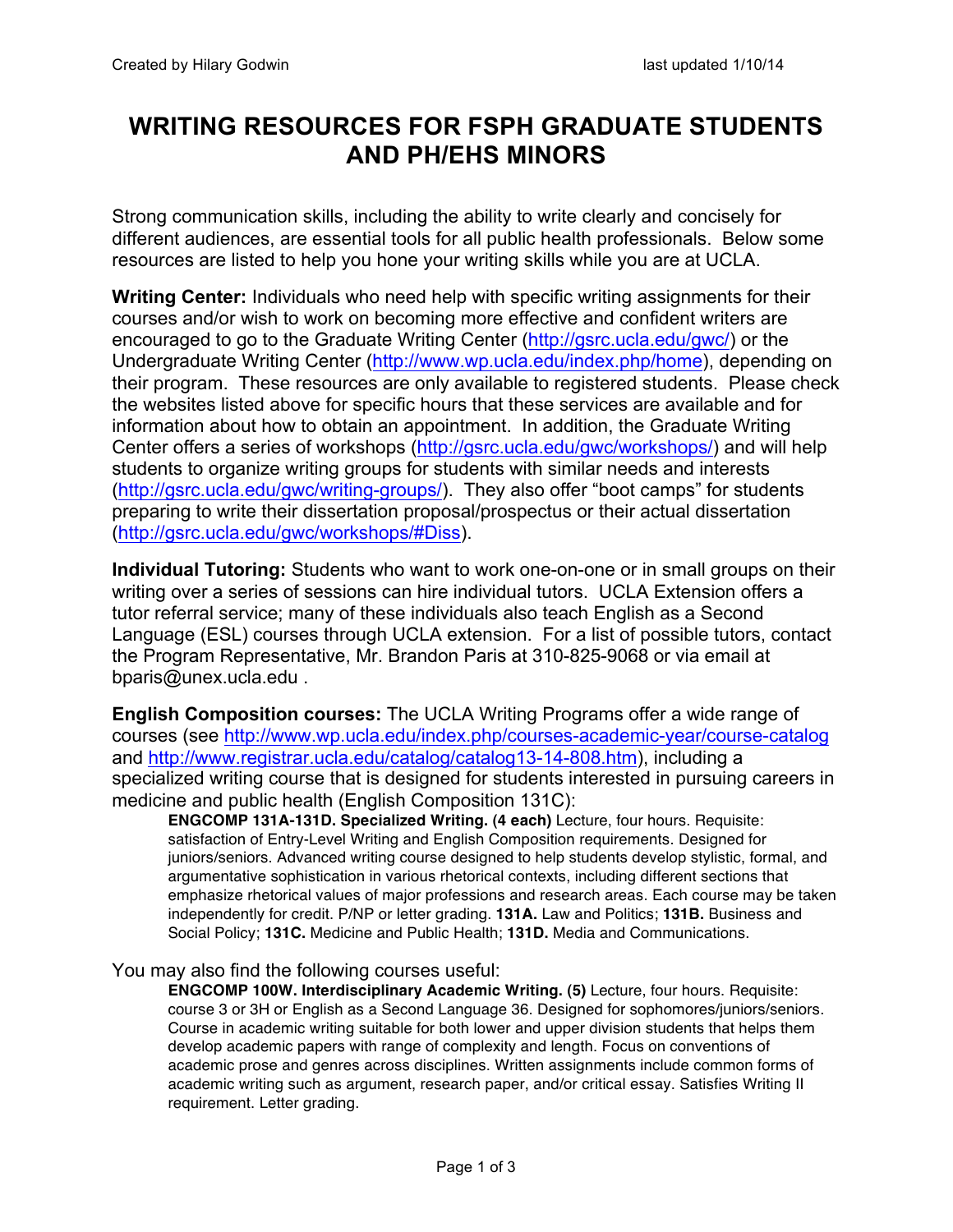# WRITING RESOURCES FOR FSPH GRADUATE STUDENTS AND PH/EHS MINORS

Strong communication skills, including the ability to write clearly and concisely for different audiences, are essential tools for all public health professionals. Below some resources are listed to help you hone your writing skills while you are at UCLA.

**Writing Center:** Individuals who need help with specific writing assignments for their courses and/or wish to work on becoming more effective and confident writers are encouraged to go to the Graduate Writing Center (http://gsrc.ucla.edu/gwc/) or the Undergraduate Writing Center (http://www.wp.ucla.edu/index.php/home), depending on their program. These resources are only available to registered students. Please check the websites listed above for specific hours that these services are available and for information about how to obtain an appointment. In addition, the Graduate Writing Center offers a series of workshops (http://gsrc.ucla.edu/gwc/workshops/) and will help students to organize writing groups for students with similar needs and interests (http://gsrc.ucla.edu/gwc/writing-groups/). They also offer "boot camps" for students preparing to write their dissertation proposal/prospectus or their actual dissertation (http://gsrc.ucla.edu/gwc/workshops/#Diss).

**Individual Tutoring:** Students who want to work one-on-one or in small groups on their writing over a series of sessions can hire individual tutors. UCLA Extension offers a tutor referral service; many of these individuals also teach English as a Second Language (ESL) courses through UCLA extension. For a list of possible tutors, contact the Program Representative, Mr. Brandon Paris at 310-825-9068 or via email at bparis@unex.ucla.edu .

**English Composition courses:** The UCLA Writing Programs offer a wide range of courses (see http://www.wp.ucla.edu/index.php/courses-academic-year/course-catalog and http://www.registrar.ucla.edu/catalog/catalog13-14-808.htm), including a specialized writing course that is designed for students interested in pursuing careers in medicine and public health (English Composition 131C):

> **ENGCOMP 131A-131D. Specialized Writing. (4 each)** Lecture, four hours. Requisite: satisfaction of Entry-Level Writing and English Composition requirements. Designed for juniors/seniors. Advanced writing course designed to help students develop stylistic, formal, and argumentative sophistication in various rhetorical contexts, including different sections that emphasize rhetorical values of major professions and research areas. Each course may be taken independently for credit. P/NP or letter grading. **131A.** Law and Politics; **131B.** Business and Social Policy; **131C.** Medicine and Public Health; **131D.** Media and Communications.

You may also find the following courses useful:

> **ENGCOMP 100W. Interdisciplinary Academic Writing. (5)** Lecture, four hours. Requisite: course 3 or 3H or English as a Second Language 36. Designed for sophomores/juniors/seniors. Course in academic writing suitable for both lower and upper division students that helps them develop academic papers with range of complexity and length. Focus on conventions of academic prose and genres across disciplines. Written assignments include common forms of academic writing such as argument, research paper, and/or critical essay. Satisfies Writing II requirement. Letter grading.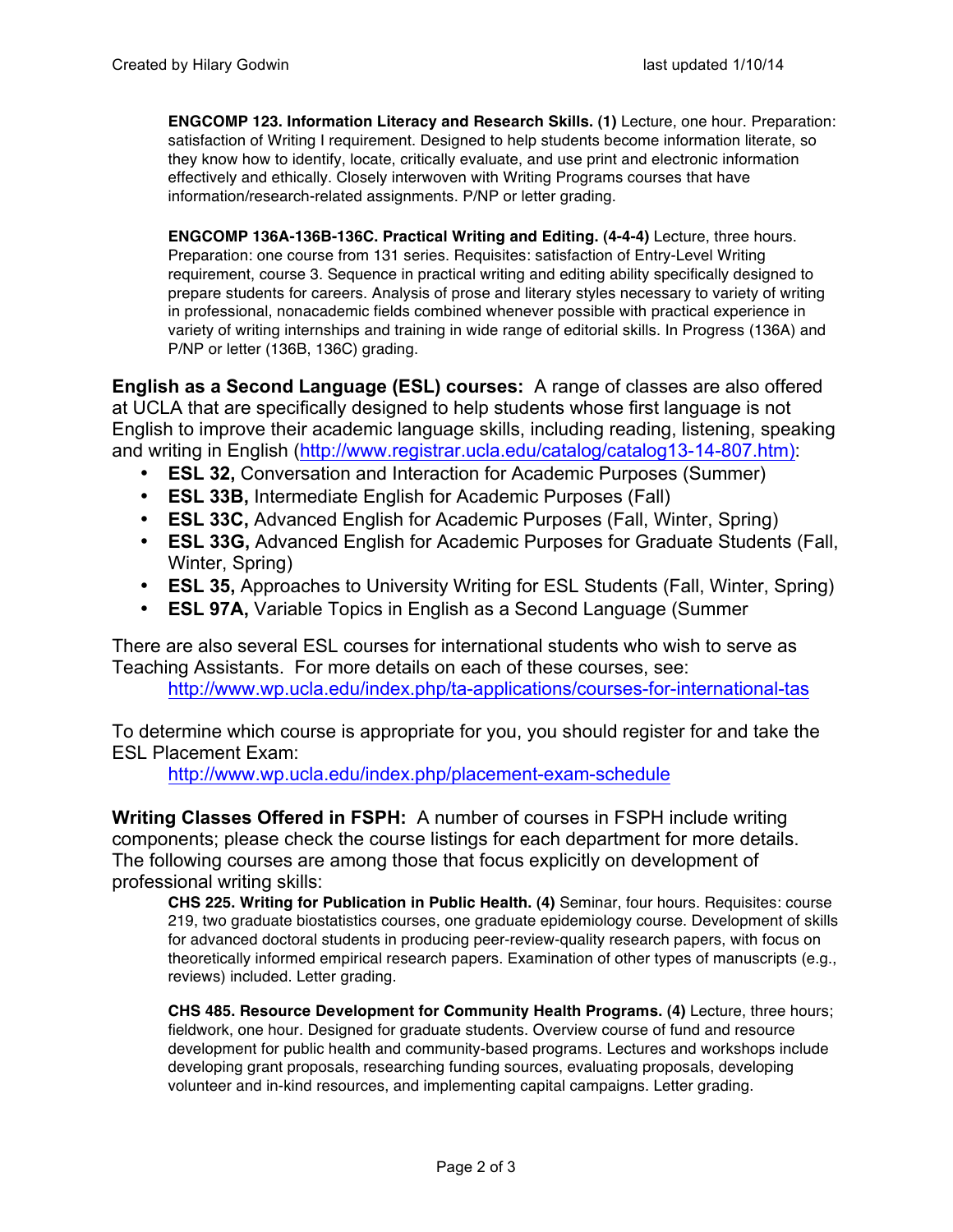**ENGCOMP 123. Information Literacy and Research Skills. (1)** Lecture, one hour. Preparation: satisfaction of Writing I requirement. Designed to help students become information literate, so they know how to identify, locate, critically evaluate, and use print and electronic information effectively and ethically. Closely interwoven with Writing Programs courses that have information/research-related assignments. P/NP or letter grading.

**ENGCOMP 136A-136B-136C. Practical Writing and Editing. (4-4-4)** Lecture, three hours. Preparation: one course from 131 series. Requisites: satisfaction of Entry-Level Writing requirement, course 3. Sequence in practical writing and editing ability specifically designed to prepare students for careers. Analysis of prose and literary styles necessary to variety of writing in professional, nonacademic fields combined whenever possible with practical experience in variety of writing internships and training in wide range of editorial skills. In Progress (136A) and P/NP or letter (136B, 136C) grading.

**English as a Second Language (ESL) courses:** A range of classes are also offered at UCLA that are specifically designed to help students whose first language is not English to improve their academic language skills, including reading, listening, speaking and writing in English (http://www.registrar.ucla.edu/catalog/catalog13-14-807.htm):

- **ESL 32,** Conversation and Interaction for Academic Purposes (Summer)
- **ESL 33B,** Intermediate English for Academic Purposes (Fall)
- **ESL 33C,** Advanced English for Academic Purposes (Fall, Winter, Spring)
- **ESL 33G,** Advanced English for Academic Purposes for Graduate Students (Fall, Winter, Spring)
- **ESL 35,** Approaches to University Writing for ESL Students (Fall, Winter, Spring)
- **ESL 97A,** Variable Topics in English as a Second Language (Summer

There are also several ESL courses for international students who wish to serve as Teaching Assistants. For more details on each of these courses, see:

http://www.wp.ucla.edu/index.php/ta-applications/courses-for-international-tas

To determine which course is appropriate for you, you should register for and take the ESL Placement Exam:

http://www.wp.ucla.edu/index.php/placement-exam-schedule

**Writing Classes Offered in FSPH:** A number of courses in FSPH include writing components; please check the course listings for each department for more details. The following courses are among those that focus explicitly on development of professional writing skills:

**CHS 225. Writing for Publication in Public Health. (4)** Seminar, four hours. Requisites: course 219, two graduate biostatistics courses, one graduate epidemiology course. Development of skills for advanced doctoral students in producing peer-review-quality research papers, with focus on theoretically informed empirical research papers. Examination of other types of manuscripts (e.g., reviews) included. Letter grading.

**CHS 485. Resource Development for Community Health Programs. (4)** Lecture, three hours; fieldwork, one hour. Designed for graduate students. Overview course of fund and resource development for public health and community-based programs. Lectures and workshops include developing grant proposals, researching funding sources, evaluating proposals, developing volunteer and in-kind resources, and implementing capital campaigns. Letter grading.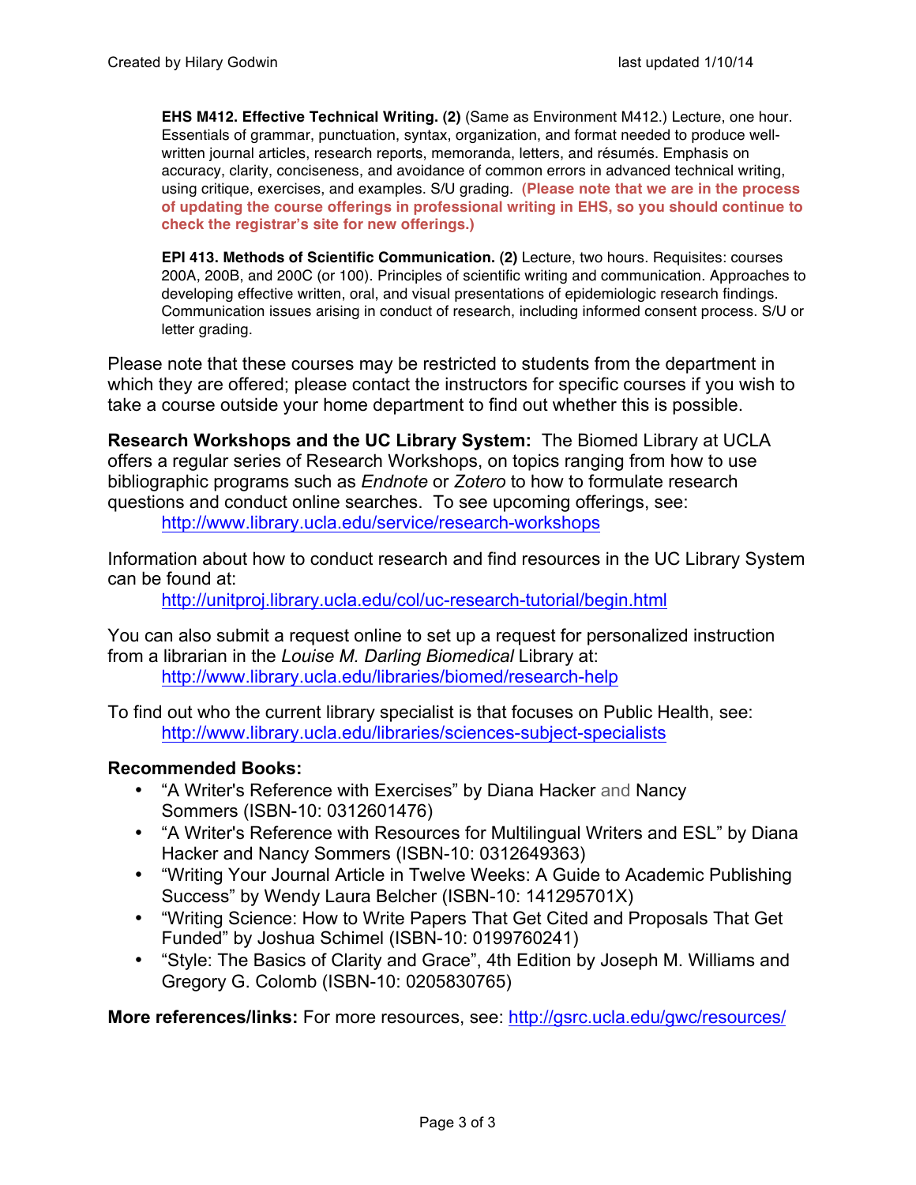**EHS M412. Effective Technical Writing. (2)** (Same as Environment M412.) Lecture, one hour. Essentials of grammar, punctuation, syntax, organization, and format needed to produce well-written journal articles, research reports, memoranda, letters, and résumés. Emphasis on accuracy, clarity, conciseness, and avoidance of common errors in advanced technical writing, using critique, exercises, and examples. S/U grading. **(Please note that we are in the process of updating the course offerings in professional writing in EHS, so you should continue to check the registrar's site for new offerings.)**

**EPI 413. Methods of Scientific Communication. (2)** Lecture, two hours. Requisites: courses 200A, 200B, and 200C (or 100). Principles of scientific writing and communication. Approaches to developing effective written, oral, and visual presentations of epidemiologic research findings. Communication issues arising in conduct of research, including informed consent process. S/U or letter grading.

Please note that these courses may be restricted to students from the department in which they are offered; please contact the instructors for specific courses if you wish to take a course outside your home department to find out whether this is possible.

**Research Workshops and the UC Library System:** The Biomed Library at UCLA offers a regular series of Research Workshops, on topics ranging from how to use bibliographic programs such as *Endnote* or *Zotero* to how to formulate research questions and conduct online searches. To see upcoming offerings, see:
http://www.library.ucla.edu/service/research-workshops

Information about how to conduct research and find resources in the UC Library System can be found at:
http://unitproj.library.ucla.edu/col/uc-research-tutorial/begin.html

You can also submit a request online to set up a request for personalized instruction from a librarian in the *Louise M. Darling Biomedical* Library at:
http://www.library.ucla.edu/libraries/biomed/research-help

To find out who the current library specialist is that focuses on Public Health, see:
http://www.library.ucla.edu/libraries/sciences-subject-specialists

**Recommended Books:**

- "A Writer's Reference with Exercises" by Diana Hacker and Nancy Sommers (ISBN-10: 0312601476)
- "A Writer's Reference with Resources for Multilingual Writers and ESL" by Diana Hacker and Nancy Sommers (ISBN-10: 0312649363)
- "Writing Your Journal Article in Twelve Weeks: A Guide to Academic Publishing Success" by Wendy Laura Belcher (ISBN-10: 141295701X)
- "Writing Science: How to Write Papers That Get Cited and Proposals That Get Funded" by Joshua Schimel (ISBN-10: 0199760241)
- "Style: The Basics of Clarity and Grace", 4th Edition by Joseph M. Williams and Gregory G. Colomb (ISBN-10: 0205830765)

**More references/links:** For more resources, see: http://gsrc.ucla.edu/gwc/resources/